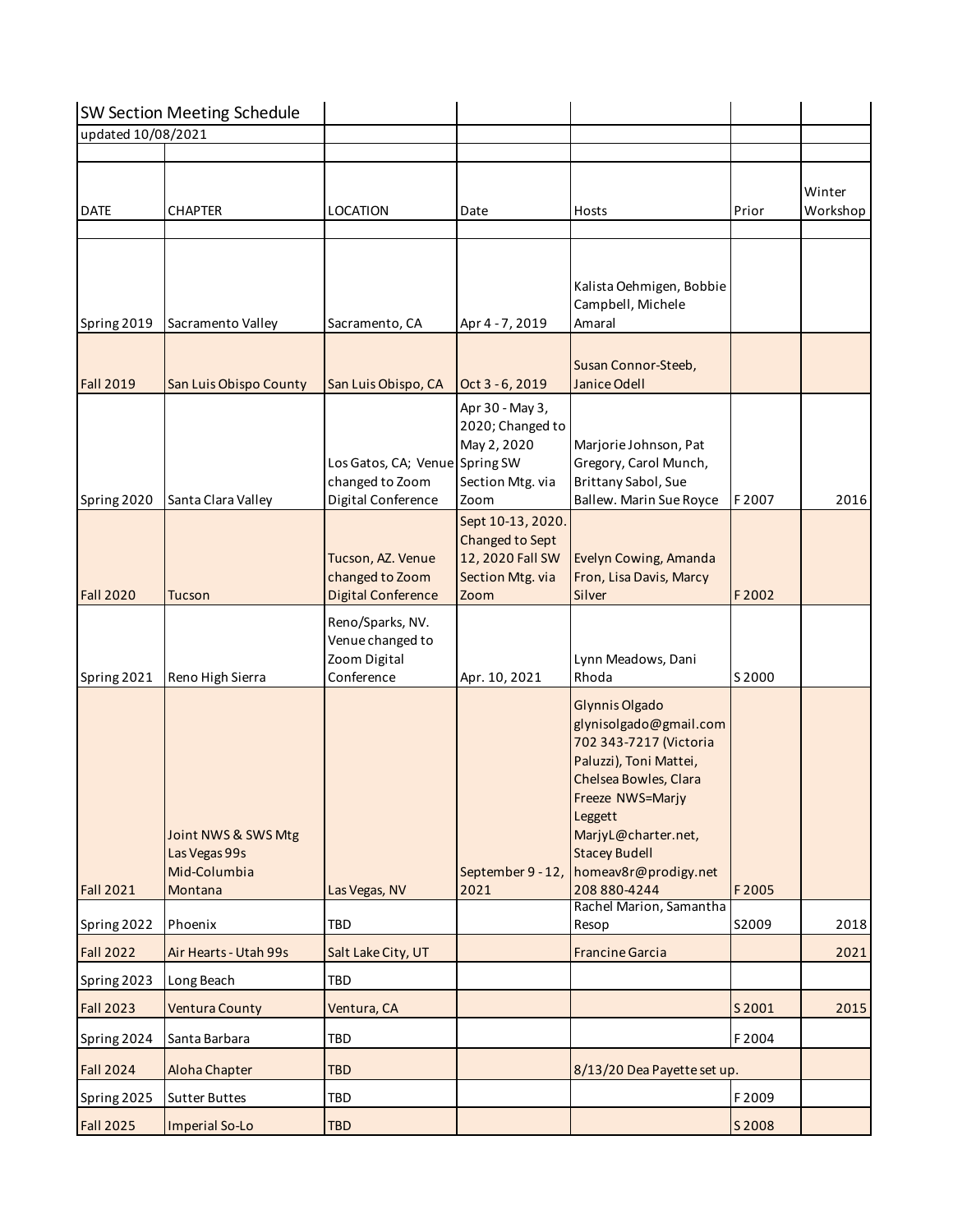## SW Section Meeting Schedule

updated 10/08/2021

| DATE | CHAPTER | LOCATION | Date | Hosts | Prior | Winter Workshop |
|---|---|---|---|---|---|---|
| Spring 2019 | Sacramento Valley | Sacramento, CA | Apr 4 - 7, 2019 | Kalista Oehmigen, Bobbie Campbell, Michele Amaral | | |
| Fall 2019 | San Luis Obispo County | San Luis Obispo, CA | Oct 3 - 6, 2019 | Susan Connor-Steeb, Janice Odell | | |
| Spring 2020 | Santa Clara Valley | Los Gatos, CA; Venue changed to Zoom Digital Conference | Apr 30 - May 3, 2020; Changed to May 2, 2020 Spring SW Section Mtg. via Zoom | Marjorie Johnson, Pat Gregory, Carol Munch, Brittany Sabol, Sue Ballew. Marin Sue Royce | F 2007 | 2016 |
| Fall 2020 | Tucson | Tucson, AZ. Venue changed to Zoom Digital Conference | Sept 10-13, 2020. Changed to Sept 12, 2020 Fall SW Section Mtg. via Zoom | Evelyn Cowing, Amanda Fron, Lisa Davis, Marcy Silver | F 2002 | |
| Spring 2021 | Reno High Sierra | Reno/Sparks, NV. Venue changed to Zoom Digital Conference | Apr. 10, 2021 | Lynn Meadows, Dani Rhoda | S 2000 | |
| Fall 2021 | Joint NWS & SWS Mtg Las Vegas 99s Mid-Columbia Montana | Las Vegas, NV | September 9 - 12, 2021 | Glynnis Olgado glynisolgado@gmail.com 702 343-7217 (Victoria Paluzzi), Toni Mattei, Chelsea Bowles, Clara Freeze NWS=Marjy Leggett MarjyL@charter.net, Stacey Budell homeav8r@prodigy.net 208 880-4244 | F 2005 | |
| Spring 2022 | Phoenix | TBD | | Rachel Marion, Samantha Resop | S2009 | 2018 |
| Fall 2022 | Air Hearts - Utah 99s | Salt Lake City, UT | | Francine Garcia | | 2021 |
| Spring 2023 | Long Beach | TBD | | | | |
| Fall 2023 | Ventura County | Ventura, CA | | | S 2001 | 2015 |
| Spring 2024 | Santa Barbara | TBD | | | F 2004 | |
| Fall 2024 | Aloha Chapter | TBD | | 8/13/20 Dea Payette set up. | | |
| Spring 2025 | Sutter Buttes | TBD | | | F 2009 | |
| Fall 2025 | Imperial So-Lo | TBD | | | S 2008 | |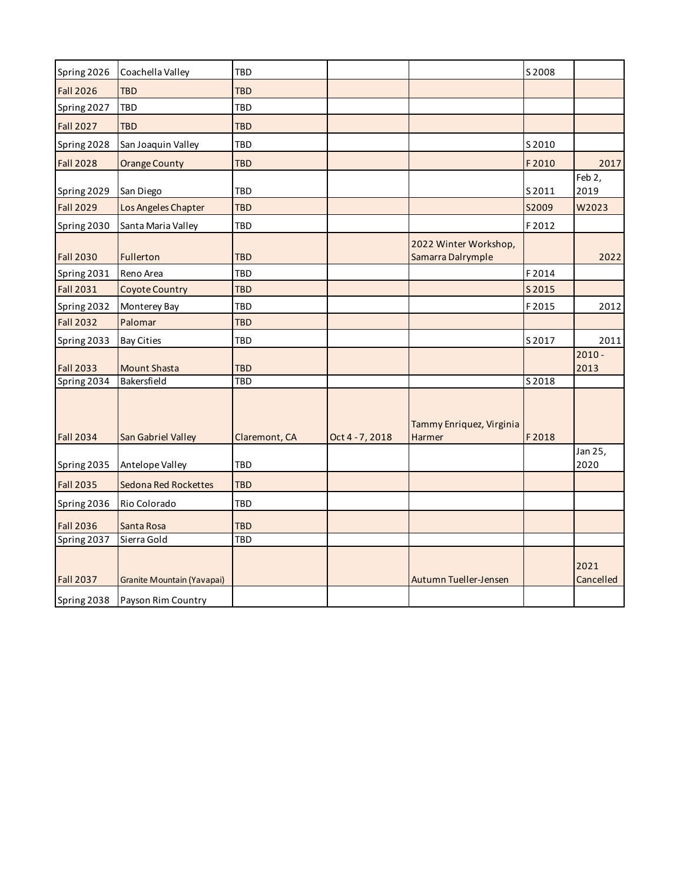| | | | | | | |
|---|---|---|---|---|---|---|
| Spring 2026 | Coachella Valley | TBD | | | S 2008 | |
| Fall 2026 | TBD | TBD | | | | |
| Spring 2027 | TBD | TBD | | | | |
| Fall 2027 | TBD | TBD | | | | |
| Spring 2028 | San Joaquin Valley | TBD | | | S 2010 | |
| Fall 2028 | Orange County | TBD | | | F 2010 | 2017 |
| Spring 2029 | San Diego | TBD | | | S 2011 | Feb 2, 2019 |
| Fall 2029 | Los Angeles Chapter | TBD | | | S2009 | W2023 |
| Spring 2030 | Santa Maria Valley | TBD | | | F 2012 | |
| Fall 2030 | Fullerton | TBD | | 2022 Winter Workshop, Samarra Dalrymple | | 2022 |
| Spring 2031 | Reno Area | TBD | | | F 2014 | |
| Fall 2031 | Coyote Country | TBD | | | S 2015 | |
| Spring 2032 | Monterey Bay | TBD | | | F 2015 | 2012 |
| Fall 2032 | Palomar | TBD | | | | |
| Spring 2033 | Bay Cities | TBD | | | S 2017 | 2011 |
| Fall 2033 | Mount Shasta | TBD | | | | 2010 - 2013 |
| Spring 2034 | Bakersfield | TBD | | | S 2018 | |
| Fall 2034 | San Gabriel Valley | Claremont, CA | Oct 4 - 7, 2018 | Tammy Enriquez, Virginia Harmer | F 2018 | |
| Spring 2035 | Antelope Valley | TBD | | | | Jan 25, 2020 |
| Fall 2035 | Sedona Red Rockettes | TBD | | | | |
| Spring 2036 | Rio Colorado | TBD | | | | |
| Fall 2036 | Santa Rosa | TBD | | | | |
| Spring 2037 | Sierra Gold | TBD | | | | |
| Fall 2037 | Granite Mountain (Yavapai) | | | Autumn Tueller-Jensen | | 2021 Cancelled |
| Spring 2038 | Payson Rim Country | | | | | |